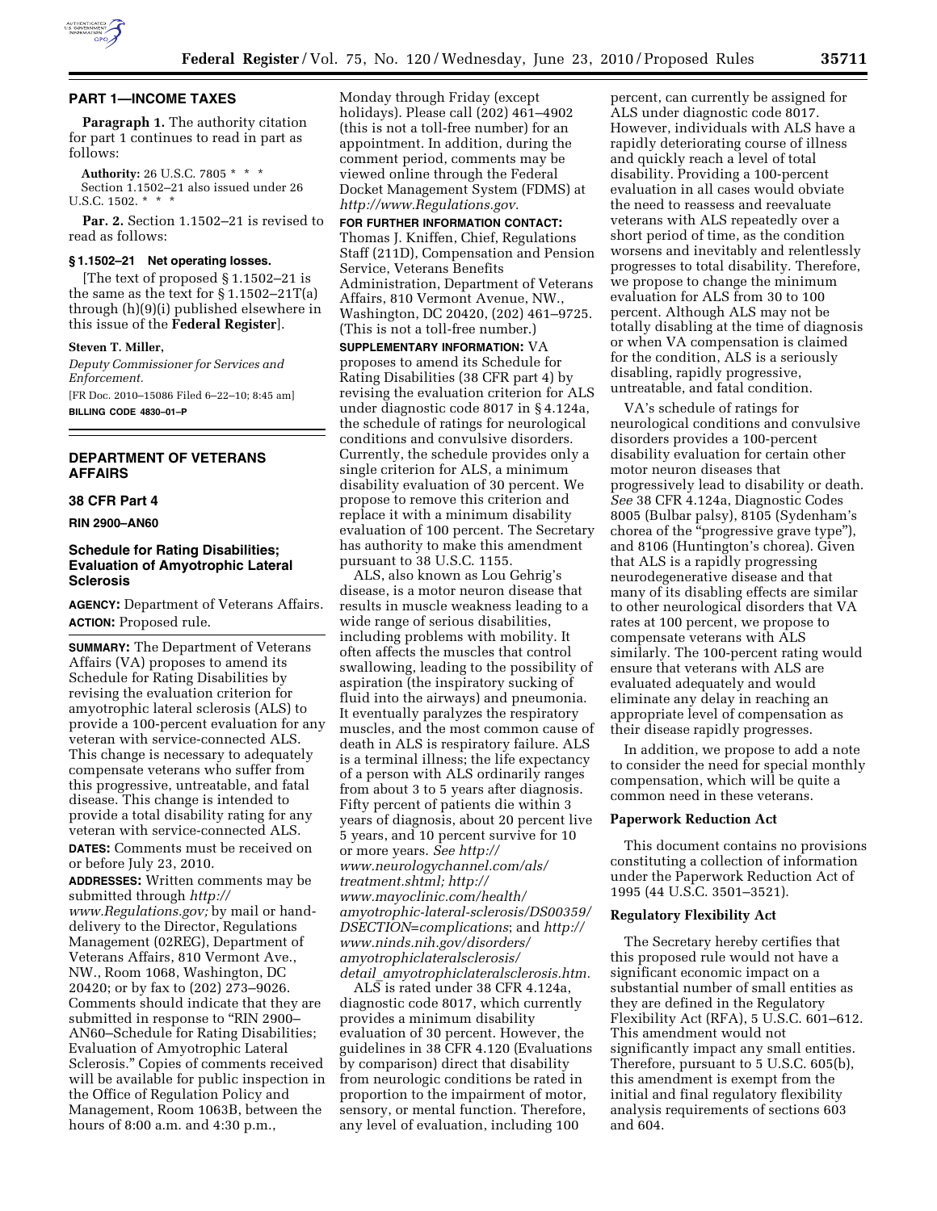## PART 1—INCOME TAXES

**Paragraph 1.** The authority citation for part 1 continues to read in part as follows:

**Authority:** 26 U.S.C. 7805 * * *

Section 1.1502–21 also issued under 26 U.S.C. 1502. * * *

**Par. 2.** Section 1.1502–21 is revised to read as follows:

### § 1.1502–21 Net operating losses.

[The text of proposed § 1.1502–21 is the same as the text for § 1.1502–21T(a) through (h)(9)(i) published elsewhere in this issue of the **Federal Register**].

**Steven T. Miller,**

*Deputy Commissioner for Services and Enforcement.*

[FR Doc. 2010–15086 Filed 6–22–10; 8:45 am]

**BILLING CODE 4830–01–P**

---

## DEPARTMENT OF VETERANS AFFAIRS

### 38 CFR Part 4

**RIN 2900–AN60**

## Schedule for Rating Disabilities; Evaluation of Amyotrophic Lateral Sclerosis

**AGENCY:** Department of Veterans Affairs.

**ACTION:** Proposed rule.

**SUMMARY:** The Department of Veterans Affairs (VA) proposes to amend its Schedule for Rating Disabilities by revising the evaluation criterion for amyotrophic lateral sclerosis (ALS) to provide a 100-percent evaluation for any veteran with service-connected ALS. This change is necessary to adequately compensate veterans who suffer from this progressive, untreatable, and fatal disease. This change is intended to provide a total disability rating for any veteran with service-connected ALS.

**DATES:** Comments must be received on or before July 23, 2010.

**ADDRESSES:** Written comments may be submitted through *http://www.Regulations.gov;* by mail or hand-delivery to the Director, Regulations Management (02REG), Department of Veterans Affairs, 810 Vermont Ave., NW., Room 1068, Washington, DC 20420; or by fax to (202) 273–9026. Comments should indicate that they are submitted in response to "RIN 2900–AN60–Schedule for Rating Disabilities; Evaluation of Amyotrophic Lateral Sclerosis." Copies of comments received will be available for public inspection in the Office of Regulation Policy and Management, Room 1063B, between the hours of 8:00 a.m. and 4:30 p.m., Monday through Friday (except holidays). Please call (202) 461–4902 (this is not a toll-free number) for an appointment. In addition, during the comment period, comments may be viewed online through the Federal Docket Management System (FDMS) at *http://www.Regulations.gov.*

**FOR FURTHER INFORMATION CONTACT:** Thomas J. Kniffen, Chief, Regulations Staff (211D), Compensation and Pension Service, Veterans Benefits Administration, Department of Veterans Affairs, 810 Vermont Avenue, NW., Washington, DC 20420, (202) 461–9725. (This is not a toll-free number.)

**SUPPLEMENTARY INFORMATION:** VA proposes to amend its Schedule for Rating Disabilities (38 CFR part 4) by revising the evaluation criterion for ALS under diagnostic code 8017 in § 4.124a, the schedule of ratings for neurological conditions and convulsive disorders. Currently, the schedule provides only a single criterion for ALS, a minimum disability evaluation of 30 percent. We propose to remove this criterion and replace it with a minimum disability evaluation of 100 percent. The Secretary has authority to make this amendment pursuant to 38 U.S.C. 1155.

ALS, also known as Lou Gehrig's disease, is a motor neuron disease that results in muscle weakness leading to a wide range of serious disabilities, including problems with mobility. It often affects the muscles that control swallowing, leading to the possibility of aspiration (the inspiratory sucking of fluid into the airways) and pneumonia. It eventually paralyzes the respiratory muscles, and the most common cause of death in ALS is respiratory failure. ALS is a terminal illness; the life expectancy of a person with ALS ordinarily ranges from about 3 to 5 years after diagnosis. Fifty percent of patients die within 3 years of diagnosis, about 20 percent live 5 years, and 10 percent survive for 10 or more years. *See http://www.neurologychannel.com/als/treatment.shtml; http://www.mayoclinic.com/health/amyotrophic-lateral-sclerosis/DS00359/DSECTION=complications*; and *http://www.ninds.nih.gov/disorders/amyotrophiclateralsclerosis/detail_amyotrophiclateralsclerosis.htm.*

ALS is rated under 38 CFR 4.124a, diagnostic code 8017, which currently provides a minimum disability evaluation of 30 percent. However, the guidelines in 38 CFR 4.120 (Evaluations by comparison) direct that disability from neurologic conditions be rated in proportion to the impairment of motor, sensory, or mental function. Therefore, any level of evaluation, including 100 percent, can currently be assigned for ALS under diagnostic code 8017. However, individuals with ALS have a rapidly deteriorating course of illness and quickly reach a level of total disability. Providing a 100-percent evaluation in all cases would obviate the need to reassess and reevaluate veterans with ALS repeatedly over a short period of time, as the condition worsens and inevitably and relentlessly progresses to total disability. Therefore, we propose to change the minimum evaluation for ALS from 30 to 100 percent. Although ALS may not be totally disabling at the time of diagnosis or when VA compensation is claimed for the condition, ALS is a seriously disabling, rapidly progressive, untreatable, and fatal condition.

VA's schedule of ratings for neurological conditions and convulsive disorders provides a 100-percent disability evaluation for certain other motor neuron diseases that progressively lead to disability or death. *See* 38 CFR 4.124a, Diagnostic Codes 8005 (Bulbar palsy), 8105 (Sydenham's chorea of the "progressive grave type"), and 8106 (Huntington's chorea). Given that ALS is a rapidly progressing neurodegenerative disease and that many of its disabling effects are similar to other neurological disorders that VA rates at 100 percent, we propose to compensate veterans with ALS similarly. The 100-percent rating would ensure that veterans with ALS are evaluated adequately and would eliminate any delay in reaching an appropriate level of compensation as their disease rapidly progresses.

In addition, we propose to add a note to consider the need for special monthly compensation, which will be quite a common need in these veterans.

### Paperwork Reduction Act

This document contains no provisions constituting a collection of information under the Paperwork Reduction Act of 1995 (44 U.S.C. 3501–3521).

### Regulatory Flexibility Act

The Secretary hereby certifies that this proposed rule would not have a significant economic impact on a substantial number of small entities as they are defined in the Regulatory Flexibility Act (RFA), 5 U.S.C. 601–612. This amendment would not significantly impact any small entities. Therefore, pursuant to 5 U.S.C. 605(b), this amendment is exempt from the initial and final regulatory flexibility analysis requirements of sections 603 and 604.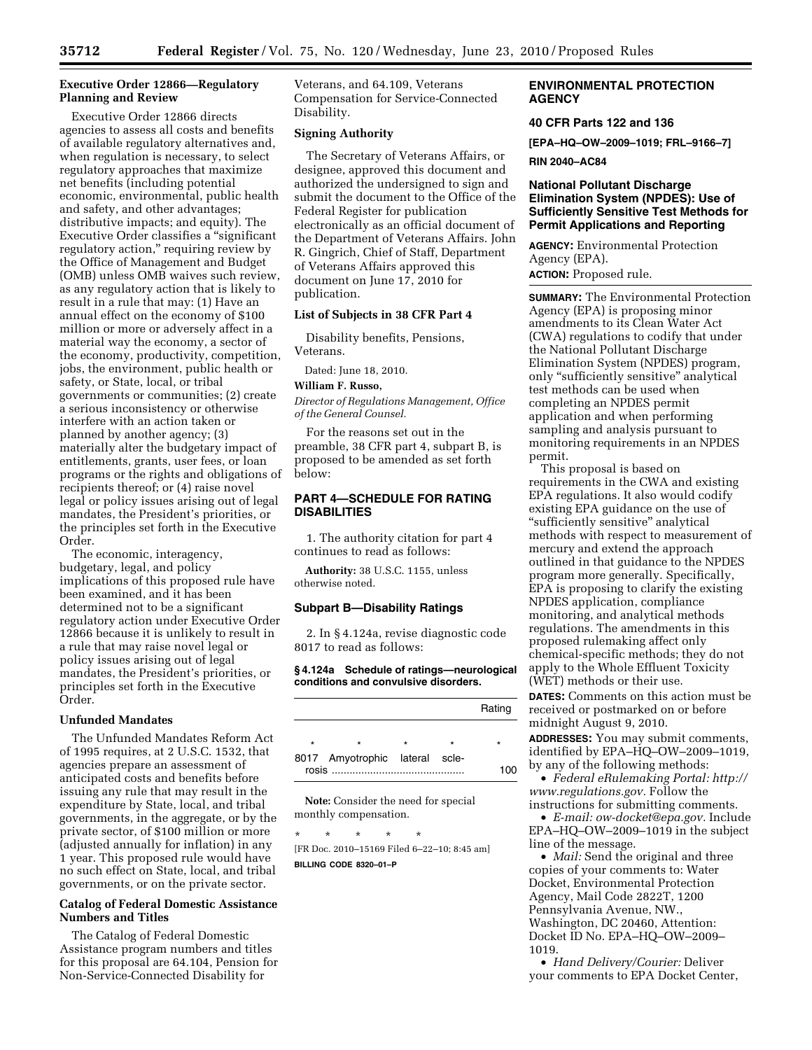**Executive Order 12866—Regulatory Planning and Review**

Executive Order 12866 directs agencies to assess all costs and benefits of available regulatory alternatives and, when regulation is necessary, to select regulatory approaches that maximize net benefits (including potential economic, environmental, public health and safety, and other advantages; distributive impacts; and equity). The Executive Order classifies a "significant regulatory action," requiring review by the Office of Management and Budget (OMB) unless OMB waives such review, as any regulatory action that is likely to result in a rule that may: (1) Have an annual effect on the economy of $100 million or more or adversely affect in a material way the economy, a sector of the economy, productivity, competition, jobs, the environment, public health or safety, or State, local, or tribal governments or communities; (2) create a serious inconsistency or otherwise interfere with an action taken or planned by another agency; (3) materially alter the budgetary impact of entitlements, grants, user fees, or loan programs or the rights and obligations of recipients thereof; or (4) raise novel legal or policy issues arising out of legal mandates, the President's priorities, or the principles set forth in the Executive Order.

The economic, interagency, budgetary, legal, and policy implications of this proposed rule have been examined, and it has been determined not to be a significant regulatory action under Executive Order 12866 because it is unlikely to result in a rule that may raise novel legal or policy issues arising out of legal mandates, the President's priorities, or principles set forth in the Executive Order.

**Unfunded Mandates**

The Unfunded Mandates Reform Act of 1995 requires, at 2 U.S.C. 1532, that agencies prepare an assessment of anticipated costs and benefits before issuing any rule that may result in the expenditure by State, local, and tribal governments, in the aggregate, or by the private sector, of $100 million or more (adjusted annually for inflation) in any 1 year. This proposed rule would have no such effect on State, local, and tribal governments, or on the private sector.

**Catalog of Federal Domestic Assistance Numbers and Titles**

The Catalog of Federal Domestic Assistance program numbers and titles for this proposal are 64.104, Pension for Non-Service-Connected Disability for Veterans, and 64.109, Veterans Compensation for Service-Connected Disability.

**Signing Authority**

The Secretary of Veterans Affairs, or designee, approved this document and authorized the undersigned to sign and submit the document to the Office of the Federal Register for publication electronically as an official document of the Department of Veterans Affairs. John R. Gingrich, Chief of Staff, Department of Veterans Affairs approved this document on June 17, 2010 for publication.

**List of Subjects in 38 CFR Part 4**

Disability benefits, Pensions, Veterans.

Dated: June 18, 2010.

**William F. Russo,**

*Director of Regulations Management, Office of the General Counsel.*

For the reasons set out in the preamble, 38 CFR part 4, subpart B, is proposed to be amended as set forth below:

## PART 4—SCHEDULE FOR RATING DISABILITIES

1. The authority citation for part 4 continues to read as follows:

**Authority:** 38 U.S.C. 1155, unless otherwise noted.

### Subpart B—Disability Ratings

2. In § 4.124a, revise diagnostic code 8017 to read as follows:

**§ 4.124a Schedule of ratings—neurological conditions and convulsive disorders.**

| | Rating |
|---|---|
| * * * * | * |
| 8017 Amyotrophic lateral sclerosis | 100 |

**Note:** Consider the need for special monthly compensation.

\* \* \* \* \*

[FR Doc. 2010–15169 Filed 6–22–10; 8:45 am]

**BILLING CODE 8320–01–P**

## ENVIRONMENTAL PROTECTION AGENCY

**40 CFR Parts 122 and 136**

**[EPA–HQ–OW–2009–1019; FRL–9166–7]**

**RIN 2040–AC84**

## National Pollutant Discharge Elimination System (NPDES): Use of Sufficiently Sensitive Test Methods for Permit Applications and Reporting

**AGENCY:** Environmental Protection Agency (EPA).

**ACTION:** Proposed rule.

**SUMMARY:** The Environmental Protection Agency (EPA) is proposing minor amendments to its Clean Water Act (CWA) regulations to codify that under the National Pollutant Discharge Elimination System (NPDES) program, only "sufficiently sensitive" analytical test methods can be used when completing an NPDES permit application and when performing sampling and analysis pursuant to monitoring requirements in an NPDES permit.

This proposal is based on requirements in the CWA and existing EPA regulations. It also would codify existing EPA guidance on the use of "sufficiently sensitive" analytical methods with respect to measurement of mercury and extend the approach outlined in that guidance to the NPDES program more generally. Specifically, EPA is proposing to clarify the existing NPDES application, compliance monitoring, and analytical methods regulations. The amendments in this proposed rulemaking affect only chemical-specific methods; they do not apply to the Whole Effluent Toxicity (WET) methods or their use.

**DATES:** Comments on this action must be received or postmarked on or before midnight August 9, 2010.

**ADDRESSES:** You may submit comments, identified by EPA–HQ–OW–2009–1019, by any of the following methods:

- *Federal eRulemaking Portal: http://www.regulations.gov.* Follow the instructions for submitting comments.
- *E-mail: ow-docket@epa.gov.* Include EPA–HQ–OW–2009–1019 in the subject line of the message.
- *Mail:* Send the original and three copies of your comments to: Water Docket, Environmental Protection Agency, Mail Code 2822T, 1200 Pennsylvania Avenue, NW., Washington, DC 20460, Attention: Docket ID No. EPA–HQ–OW–2009–1019.
- *Hand Delivery/Courier:* Deliver your comments to EPA Docket Center,